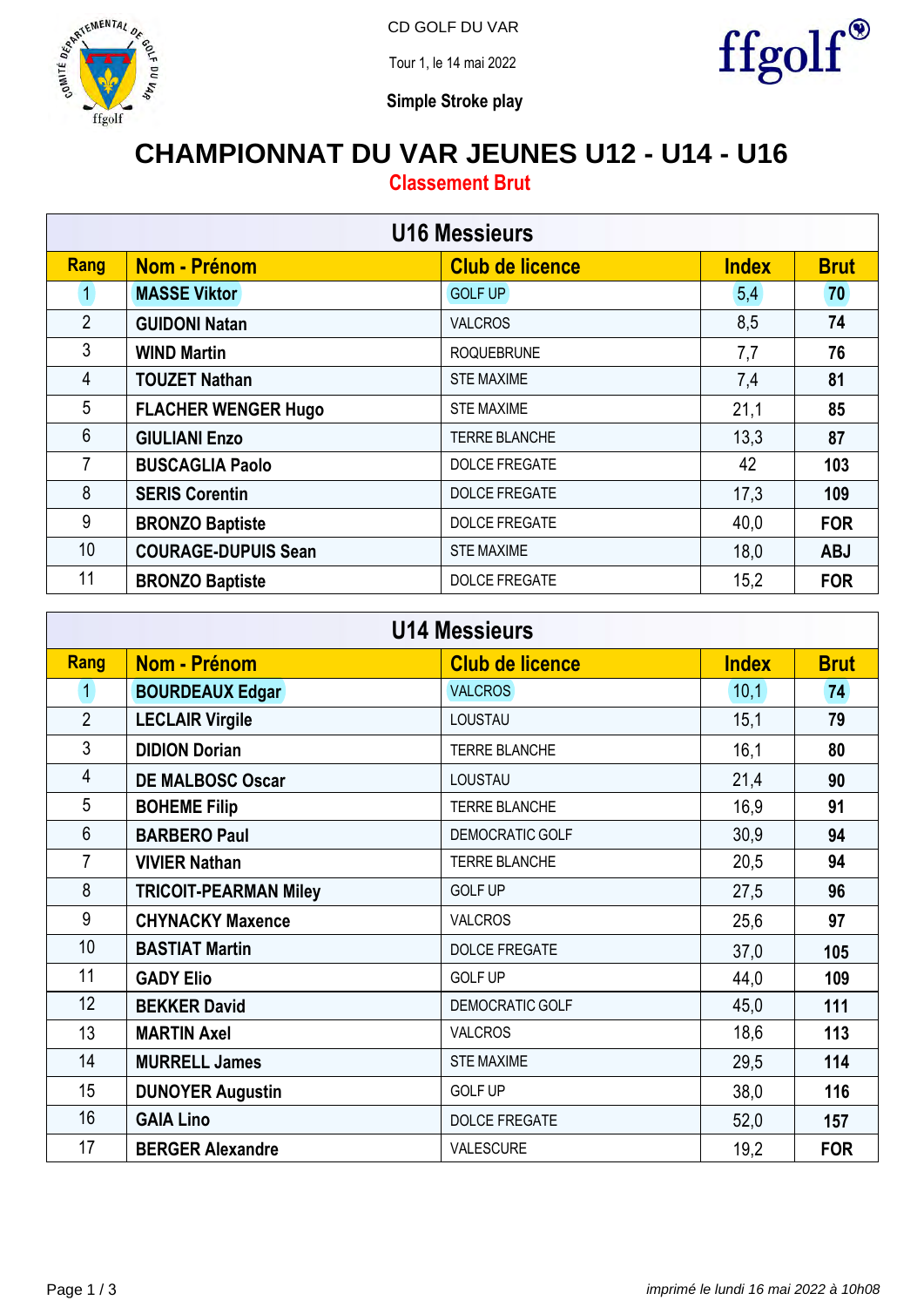CD GOLF DU VAR

Tour 1, le 14 mai 2022

**Simple Stroke play**

# CHAMPIONNAT DU VAR JEUNES U12 - U14 - U16

## Classement Brut

| U16 Messieurs | | | | |
|---|---|---|---|---|
| **Rang** | **Nom - Prénom** | **Club de licence** | **Index** | **Brut** |
| 1 | **MASSE Viktor** | GOLF UP | 5,4 | **70** |
| 2 | **GUIDONI Natan** | VALCROS | 8,5 | **74** |
| 3 | **WIND Martin** | ROQUEBRUNE | 7,7 | **76** |
| 4 | **TOUZET Nathan** | STE MAXIME | 7,4 | **81** |
| 5 | **FLACHER WENGER Hugo** | STE MAXIME | 21,1 | **85** |
| 6 | **GIULIANI Enzo** | TERRE BLANCHE | 13,3 | **87** |
| 7 | **BUSCAGLIA Paolo** | DOLCE FREGATE | 42 | **103** |
| 8 | **SERIS Corentin** | DOLCE FREGATE | 17,3 | **109** |
| 9 | **BRONZO Baptiste** | DOLCE FREGATE | 40,0 | **FOR** |
| 10 | **COURAGE-DUPUIS Sean** | STE MAXIME | 18,0 | **ABJ** |
| 11 | **BRONZO Baptiste** | DOLCE FREGATE | 15,2 | **FOR** |

| U14 Messieurs | | | | |
|---|---|---|---|---|
| **Rang** | **Nom - Prénom** | **Club de licence** | **Index** | **Brut** |
| 1 | **BOURDEAUX Edgar** | VALCROS | 10,1 | **74** |
| 2 | **LECLAIR Virgile** | LOUSTAU | 15,1 | **79** |
| 3 | **DIDION Dorian** | TERRE BLANCHE | 16,1 | **80** |
| 4 | **DE MALBOSC Oscar** | LOUSTAU | 21,4 | **90** |
| 5 | **BOHEME Filip** | TERRE BLANCHE | 16,9 | **91** |
| 6 | **BARBERO Paul** | DEMOCRATIC GOLF | 30,9 | **94** |
| 7 | **VIVIER Nathan** | TERRE BLANCHE | 20,5 | **94** |
| 8 | **TRICOIT-PEARMAN Miley** | GOLF UP | 27,5 | **96** |
| 9 | **CHYNACKY Maxence** | VALCROS | 25,6 | **97** |
| 10 | **BASTIAT Martin** | DOLCE FREGATE | 37,0 | **105** |
| 11 | **GADY Elio** | GOLF UP | 44,0 | **109** |
| 12 | **BEKKER David** | DEMOCRATIC GOLF | 45,0 | **111** |
| 13 | **MARTIN Axel** | VALCROS | 18,6 | **113** |
| 14 | **MURRELL James** | STE MAXIME | 29,5 | **114** |
| 15 | **DUNOYER Augustin** | GOLF UP | 38,0 | **116** |
| 16 | **GAIA Lino** | DOLCE FREGATE | 52,0 | **157** |
| 17 | **BERGER Alexandre** | VALESCURE | 19,2 | **FOR** |

*imprimé le lundi 16 mai 2022 à 10h08*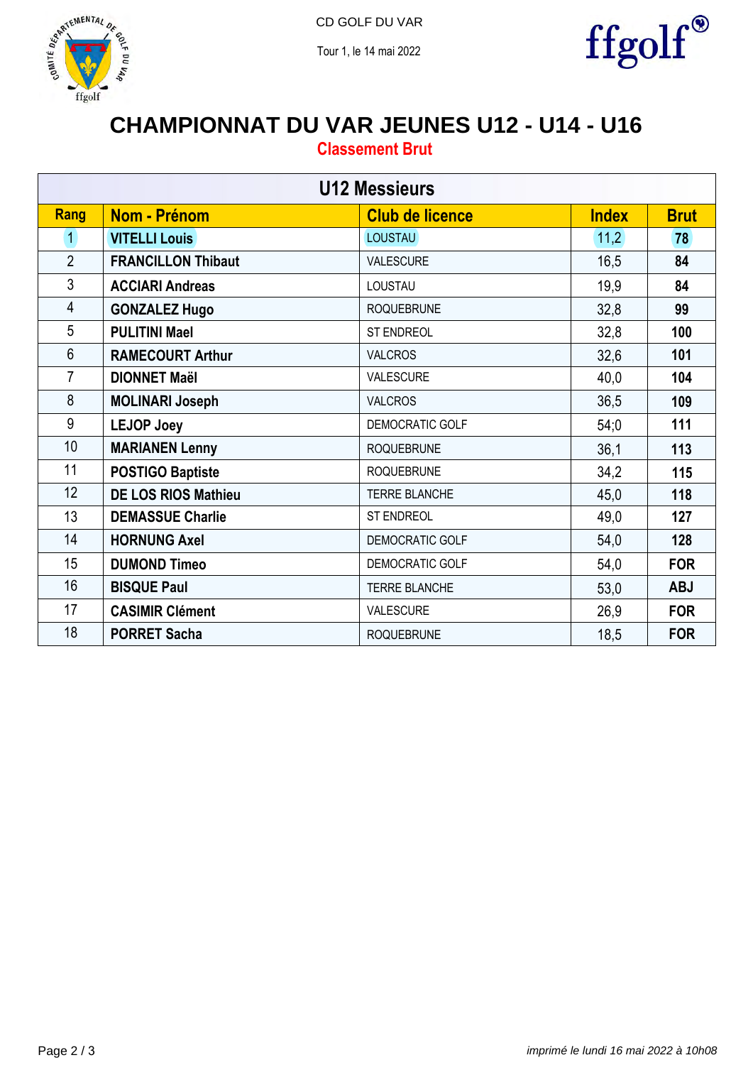CD GOLF DU VAR

Tour 1, le 14 mai 2022

# CHAMPIONNAT DU VAR JEUNES U12 - U14 - U16

## Classement Brut

| U12 Messieurs | | | | |
|---|---|---|---|---|
| **Rang** | **Nom - Prénom** | **Club de licence** | **Index** | **Brut** |
| 1 | **VITELLI Louis** | LOUSTAU | 11,2 | **78** |
| 2 | **FRANCILLON Thibaut** | VALESCURE | 16,5 | **84** |
| 3 | **ACCIARI Andreas** | LOUSTAU | 19,9 | **84** |
| 4 | **GONZALEZ Hugo** | ROQUEBRUNE | 32,8 | **99** |
| 5 | **PULITINI Mael** | ST ENDREOL | 32,8 | **100** |
| 6 | **RAMECOURT Arthur** | VALCROS | 32,6 | **101** |
| 7 | **DIONNET Maël** | VALESCURE | 40,0 | **104** |
| 8 | **MOLINARI Joseph** | VALCROS | 36,5 | **109** |
| 9 | **LEJOP Joey** | DEMOCRATIC GOLF | 54;0 | **111** |
| 10 | **MARIANEN Lenny** | ROQUEBRUNE | 36,1 | **113** |
| 11 | **POSTIGO Baptiste** | ROQUEBRUNE | 34,2 | **115** |
| 12 | **DE LOS RIOS Mathieu** | TERRE BLANCHE | 45,0 | **118** |
| 13 | **DEMASSUE Charlie** | ST ENDREOL | 49,0 | **127** |
| 14 | **HORNUNG Axel** | DEMOCRATIC GOLF | 54,0 | **128** |
| 15 | **DUMOND Timeo** | DEMOCRATIC GOLF | 54,0 | **FOR** |
| 16 | **BISQUE Paul** | TERRE BLANCHE | 53,0 | **ABJ** |
| 17 | **CASIMIR Clément** | VALESCURE | 26,9 | **FOR** |
| 18 | **PORRET Sacha** | ROQUEBRUNE | 18,5 | **FOR** |

*imprimé le lundi 16 mai 2022 à 10h08*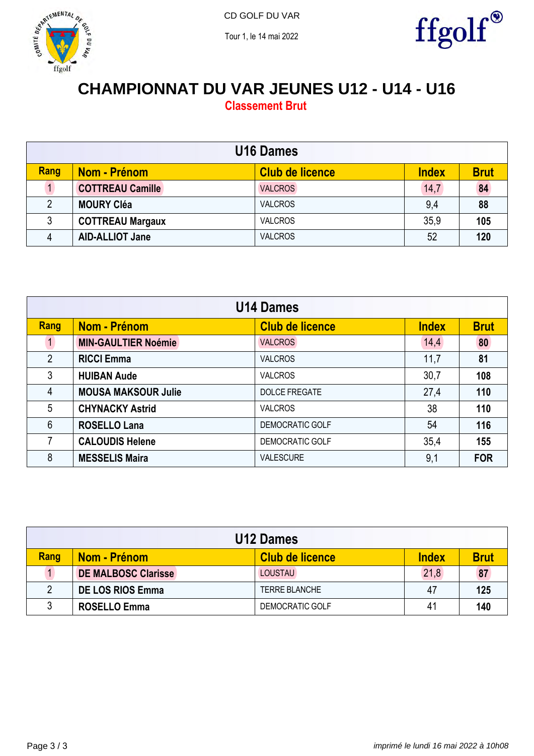CD GOLF DU VAR

Tour 1, le 14 mai 2022

# CHAMPIONNAT DU VAR JEUNES U12 - U14 - U16

## Classement Brut

### U16 Dames

| Rang | Nom - Prénom | Club de licence | Index | Brut |
|---|---|---|---|---|
| 1 | **COTTREAU Camille** | VALCROS | 14,7 | **84** |
| 2 | **MOURY Cléa** | VALCROS | 9,4 | **88** |
| 3 | **COTTREAU Margaux** | VALCROS | 35,9 | **105** |
| 4 | **AID-ALLIOT Jane** | VALCROS | 52 | **120** |

### U14 Dames

| Rang | Nom - Prénom | Club de licence | Index | Brut |
|---|---|---|---|---|
| 1 | **MIN-GAULTIER Noémie** | VALCROS | 14,4 | **80** |
| 2 | **RICCI Emma** | VALCROS | 11,7 | **81** |
| 3 | **HUIBAN Aude** | VALCROS | 30,7 | **108** |
| 4 | **MOUSA MAKSOUR Julie** | DOLCE FREGATE | 27,4 | **110** |
| 5 | **CHYNACKY Astrid** | VALCROS | 38 | **110** |
| 6 | **ROSELLO Lana** | DEMOCRATIC GOLF | 54 | **116** |
| 7 | **CALOUDIS Helene** | DEMOCRATIC GOLF | 35,4 | **155** |
| 8 | **MESSELIS Maira** | VALESCURE | 9,1 | **FOR** |

### U12 Dames

| Rang | Nom - Prénom | Club de licence | Index | Brut |
|---|---|---|---|---|
| 1 | **DE MALBOSC Clarisse** | LOUSTAU | 21,8 | **87** |
| 2 | **DE LOS RIOS Emma** | TERRE BLANCHE | 47 | **125** |
| 3 | **ROSELLO Emma** | DEMOCRATIC GOLF | 41 | **140** |

*imprimé le lundi 16 mai 2022 à 10h08*